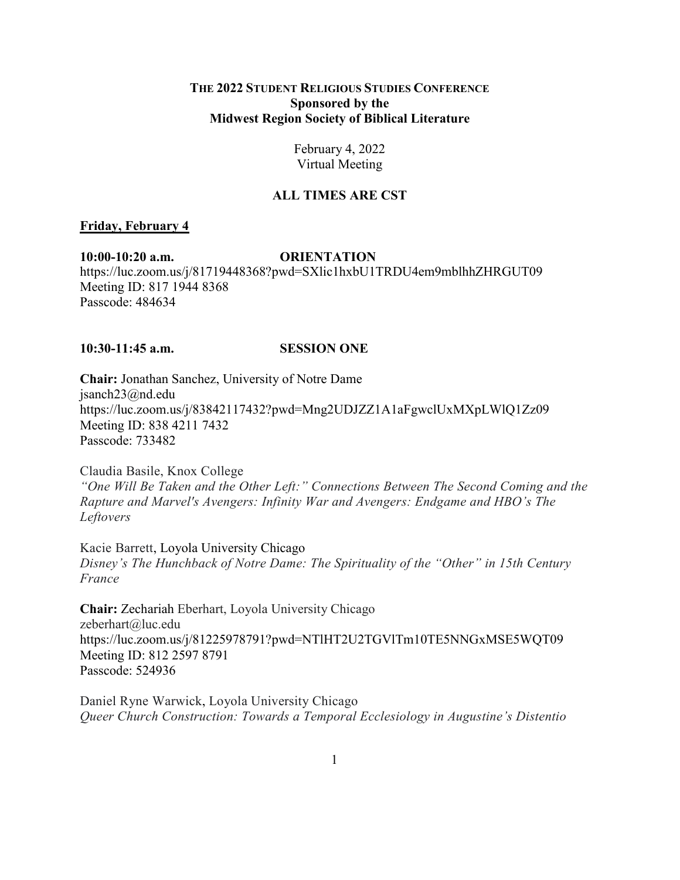# The 2022 Student Religious Studies Conference
## Sponsored by the Midwest Region Society of Biblical Literature

February 4, 2022
Virtual Meeting

**ALL TIMES ARE CST**

**Friday, February 4**

**10:00-10:20 a.m. ORIENTATION**
https://luc.zoom.us/j/81719448368?pwd=SXlic1hxbU1TRDU4em9mblhhZHRGUT09
Meeting ID: 817 1944 8368
Passcode: 484634

**10:30-11:45 a.m. SESSION ONE**

**Chair:** Jonathan Sanchez, University of Notre Dame
jsanch23@nd.edu
https://luc.zoom.us/j/83842117432?pwd=Mng2UDJZZ1A1aFgwclUxMXpLWlQ1Zz09
Meeting ID: 838 4211 7432
Passcode: 733482

Claudia Basile, Knox College
*"One Will Be Taken and the Other Left:" Connections Between The Second Coming and the Rapture and Marvel's Avengers: Infinity War and Avengers: Endgame and HBO's The Leftovers*

Kacie Barrett, Loyola University Chicago
*Disney's The Hunchback of Notre Dame: The Spirituality of the "Other" in 15th Century France*

**Chair:** Zechariah Eberhart, Loyola University Chicago
zeberhart@luc.edu
https://luc.zoom.us/j/81225978791?pwd=NTlHT2U2TGVlTm10TE5NNGxMSE5WQT09
Meeting ID: 812 2597 8791
Passcode: 524936

Daniel Ryne Warwick, Loyola University Chicago
*Queer Church Construction: Towards a Temporal Ecclesiology in Augustine's Distentio*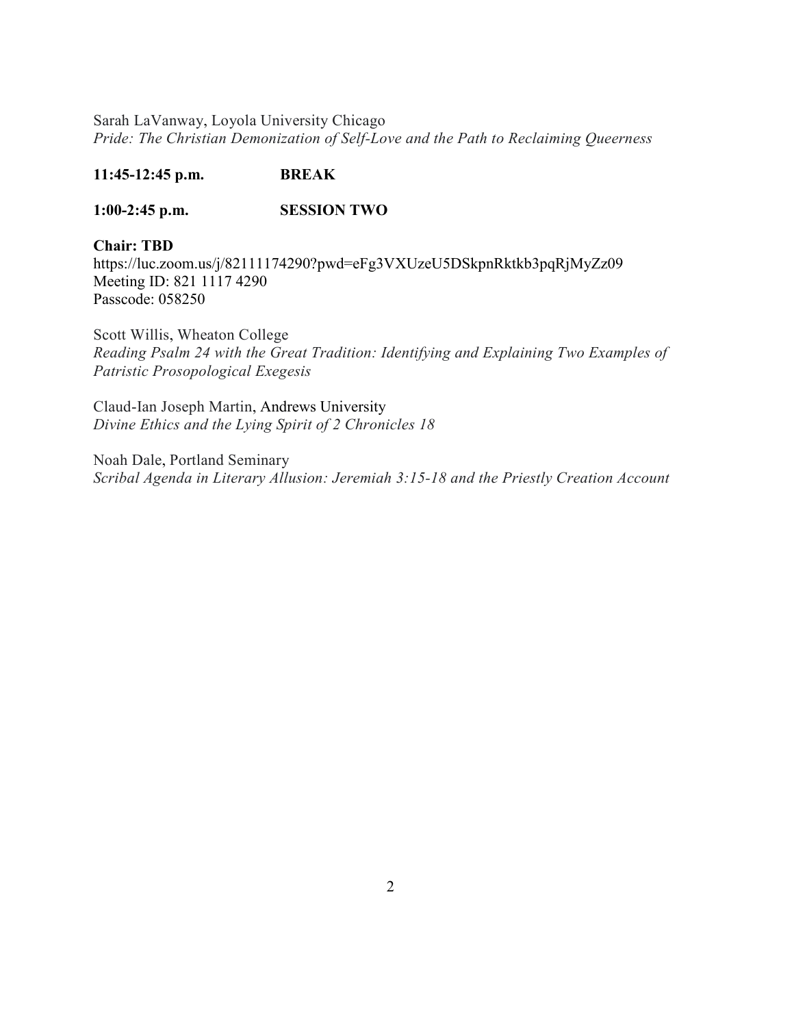Sarah LaVanway, Loyola University Chicago
*Pride: The Christian Demonization of Self-Love and the Path to Reclaiming Queerness*

**11:45-12:45 p.m.** **BREAK**

**1:00-2:45 p.m.** **SESSION TWO**

**Chair: TBD**
https://luc.zoom.us/j/82111174290?pwd=eFg3VXUzeU5DSkpnRktkb3pqRjMyZz09
Meeting ID: 821 1117 4290
Passcode: 058250

Scott Willis, Wheaton College
*Reading Psalm 24 with the Great Tradition: Identifying and Explaining Two Examples of Patristic Prosopological Exegesis*

Claud-Ian Joseph Martin, Andrews University
*Divine Ethics and the Lying Spirit of 2 Chronicles 18*

Noah Dale, Portland Seminary
*Scribal Agenda in Literary Allusion: Jeremiah 3:15-18 and the Priestly Creation Account*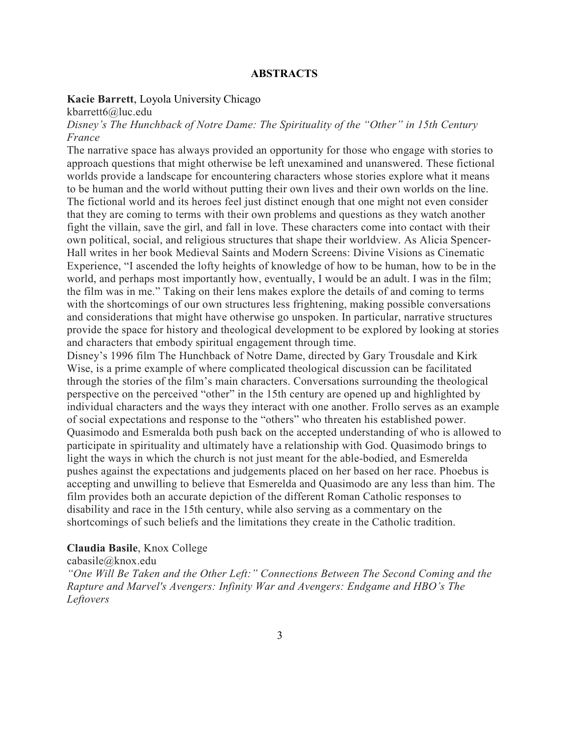# ABSTRACTS

**Kacie Barrett**, Loyola University Chicago
kbarrett6@luc.edu
*Disney's The Hunchback of Notre Dame: The Spirituality of the "Other" in 15th Century France*

The narrative space has always provided an opportunity for those who engage with stories to approach questions that might otherwise be left unexamined and unanswered. These fictional worlds provide a landscape for encountering characters whose stories explore what it means to be human and the world without putting their own lives and their own worlds on the line. The fictional world and its heroes feel just distinct enough that one might not even consider that they are coming to terms with their own problems and questions as they watch another fight the villain, save the girl, and fall in love. These characters come into contact with their own political, social, and religious structures that shape their worldview. As Alicia Spencer-Hall writes in her book Medieval Saints and Modern Screens: Divine Visions as Cinematic Experience, "I ascended the lofty heights of knowledge of how to be human, how to be in the world, and perhaps most importantly how, eventually, I would be an adult. I was in the film; the film was in me." Taking on their lens makes explore the details of and coming to terms with the shortcomings of our own structures less frightening, making possible conversations and considerations that might have otherwise go unspoken. In particular, narrative structures provide the space for history and theological development to be explored by looking at stories and characters that embody spiritual engagement through time.

Disney's 1996 film The Hunchback of Notre Dame, directed by Gary Trousdale and Kirk Wise, is a prime example of where complicated theological discussion can be facilitated through the stories of the film's main characters. Conversations surrounding the theological perspective on the perceived "other" in the 15th century are opened up and highlighted by individual characters and the ways they interact with one another. Frollo serves as an example of social expectations and response to the "others" who threaten his established power. Quasimodo and Esmeralda both push back on the accepted understanding of who is allowed to participate in spirituality and ultimately have a relationship with God. Quasimodo brings to light the ways in which the church is not just meant for the able-bodied, and Esmerelda pushes against the expectations and judgements placed on her based on her race. Phoebus is accepting and unwilling to believe that Esmerelda and Quasimodo are any less than him. The film provides both an accurate depiction of the different Roman Catholic responses to disability and race in the 15th century, while also serving as a commentary on the shortcomings of such beliefs and the limitations they create in the Catholic tradition.

**Claudia Basile**, Knox College
cabasile@knox.edu
*"One Will Be Taken and the Other Left:" Connections Between The Second Coming and the Rapture and Marvel's Avengers: Infinity War and Avengers: Endgame and HBO's The Leftovers*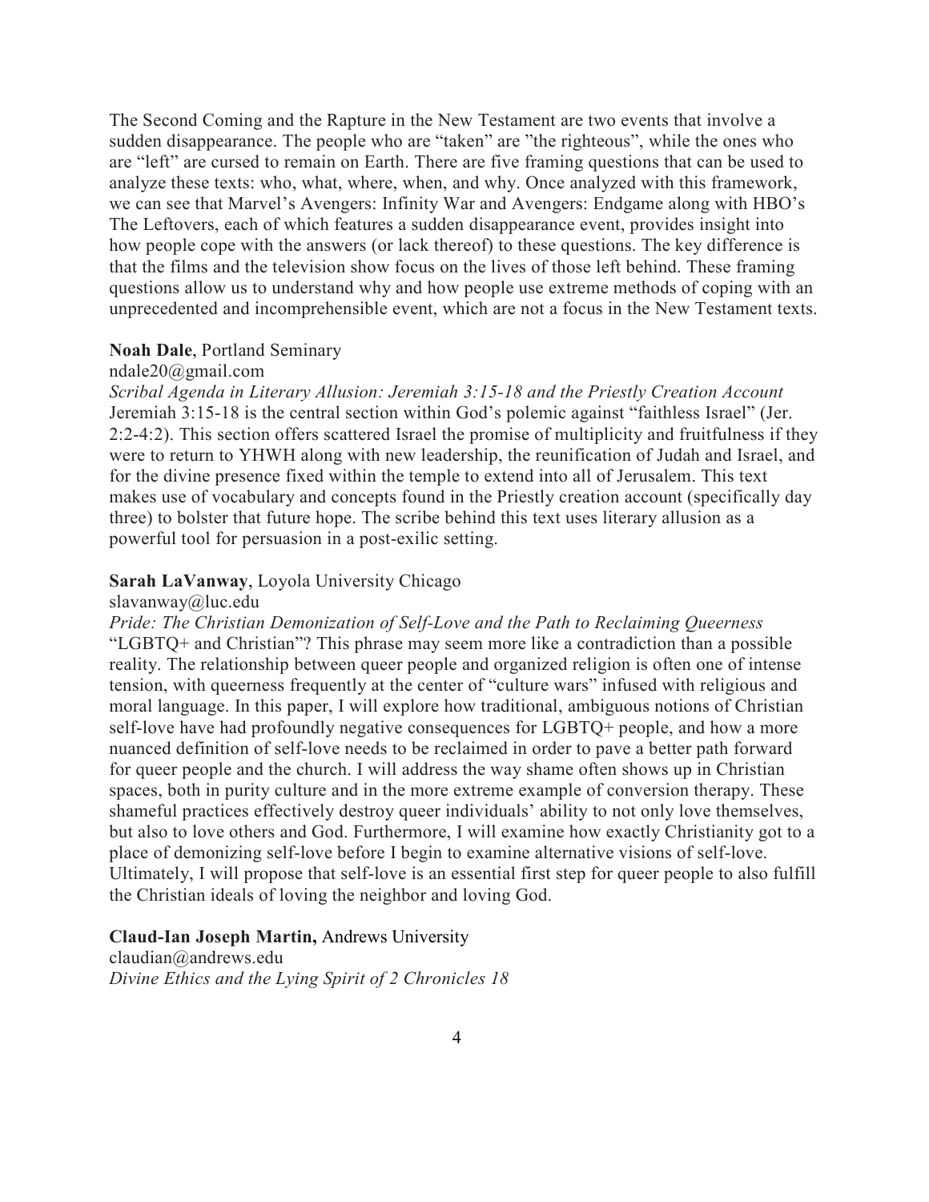The Second Coming and the Rapture in the New Testament are two events that involve a sudden disappearance. The people who are "taken" are "the righteous", while the ones who are "left" are cursed to remain on Earth. There are five framing questions that can be used to analyze these texts: who, what, where, when, and why. Once analyzed with this framework, we can see that Marvel's Avengers: Infinity War and Avengers: Endgame along with HBO's The Leftovers, each of which features a sudden disappearance event, provides insight into how people cope with the answers (or lack thereof) to these questions. The key difference is that the films and the television show focus on the lives of those left behind. These framing questions allow us to understand why and how people use extreme methods of coping with an unprecedented and incomprehensible event, which are not a focus in the New Testament texts.

**Noah Dale**, Portland Seminary
ndale20@gmail.com
*Scribal Agenda in Literary Allusion: Jeremiah 3:15-18 and the Priestly Creation Account*
Jeremiah 3:15-18 is the central section within God's polemic against "faithless Israel" (Jer. 2:2-4:2). This section offers scattered Israel the promise of multiplicity and fruitfulness if they were to return to YHWH along with new leadership, the reunification of Judah and Israel, and for the divine presence fixed within the temple to extend into all of Jerusalem. This text makes use of vocabulary and concepts found in the Priestly creation account (specifically day three) to bolster that future hope. The scribe behind this text uses literary allusion as a powerful tool for persuasion in a post-exilic setting.

**Sarah LaVanway**, Loyola University Chicago
slavanway@luc.edu
*Pride: The Christian Demonization of Self-Love and the Path to Reclaiming Queerness*
"LGBTQ+ and Christian"? This phrase may seem more like a contradiction than a possible reality. The relationship between queer people and organized religion is often one of intense tension, with queerness frequently at the center of "culture wars" infused with religious and moral language. In this paper, I will explore how traditional, ambiguous notions of Christian self-love have had profoundly negative consequences for LGBTQ+ people, and how a more nuanced definition of self-love needs to be reclaimed in order to pave a better path forward for queer people and the church. I will address the way shame often shows up in Christian spaces, both in purity culture and in the more extreme example of conversion therapy. These shameful practices effectively destroy queer individuals' ability to not only love themselves, but also to love others and God. Furthermore, I will examine how exactly Christianity got to a place of demonizing self-love before I begin to examine alternative visions of self-love. Ultimately, I will propose that self-love is an essential first step for queer people to also fulfill the Christian ideals of loving the neighbor and loving God.

**Claud-Ian Joseph Martin,** Andrews University
claudian@andrews.edu
*Divine Ethics and the Lying Spirit of 2 Chronicles 18*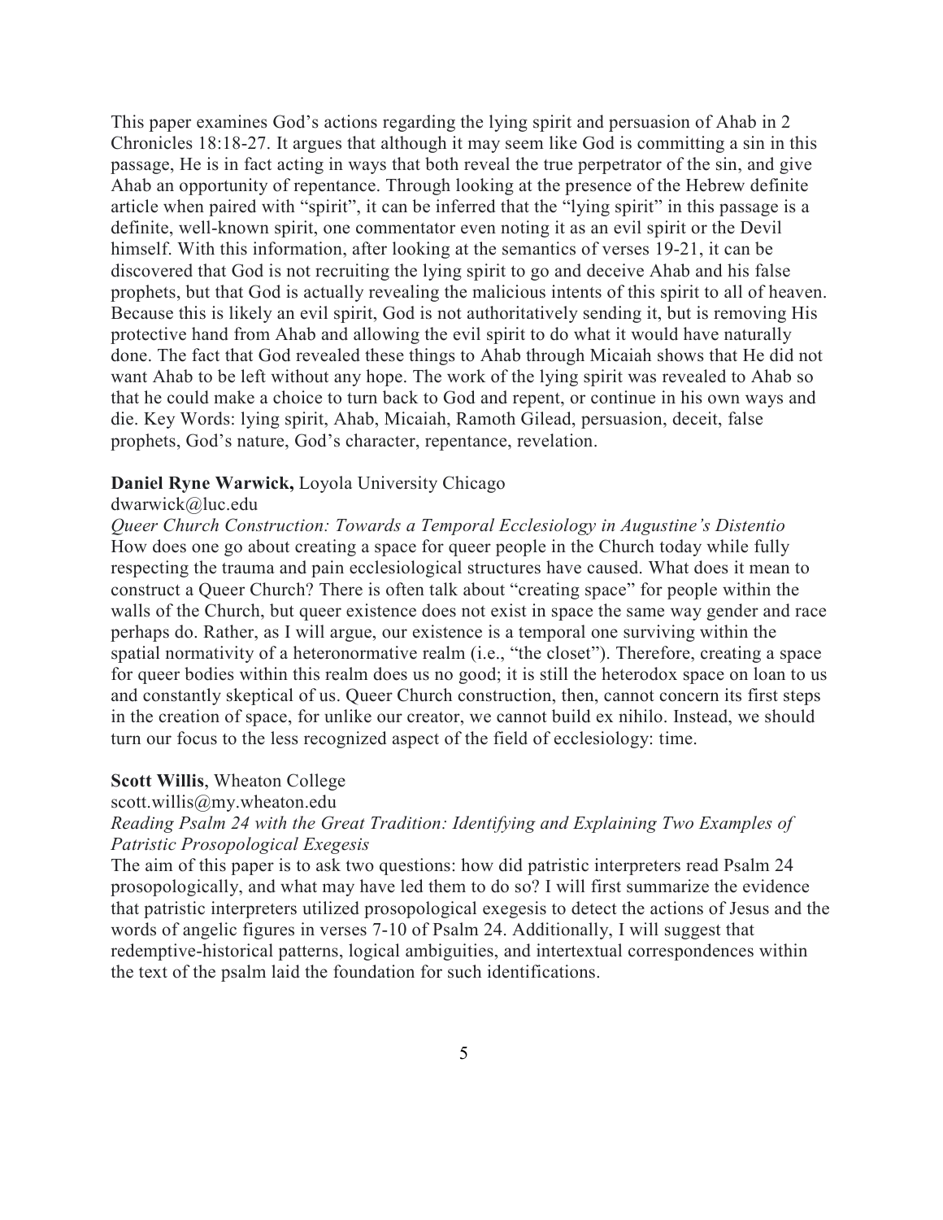This paper examines God's actions regarding the lying spirit and persuasion of Ahab in 2 Chronicles 18:18-27. It argues that although it may seem like God is committing a sin in this passage, He is in fact acting in ways that both reveal the true perpetrator of the sin, and give Ahab an opportunity of repentance. Through looking at the presence of the Hebrew definite article when paired with "spirit", it can be inferred that the "lying spirit" in this passage is a definite, well-known spirit, one commentator even noting it as an evil spirit or the Devil himself. With this information, after looking at the semantics of verses 19-21, it can be discovered that God is not recruiting the lying spirit to go and deceive Ahab and his false prophets, but that God is actually revealing the malicious intents of this spirit to all of heaven. Because this is likely an evil spirit, God is not authoritatively sending it, but is removing His protective hand from Ahab and allowing the evil spirit to do what it would have naturally done. The fact that God revealed these things to Ahab through Micaiah shows that He did not want Ahab to be left without any hope. The work of the lying spirit was revealed to Ahab so that he could make a choice to turn back to God and repent, or continue in his own ways and die. Key Words: lying spirit, Ahab, Micaiah, Ramoth Gilead, persuasion, deceit, false prophets, God's nature, God's character, repentance, revelation.

**Daniel Ryne Warwick,** Loyola University Chicago
dwarwick@luc.edu
*Queer Church Construction: Towards a Temporal Ecclesiology in Augustine's Distentio*
How does one go about creating a space for queer people in the Church today while fully respecting the trauma and pain ecclesiological structures have caused. What does it mean to construct a Queer Church? There is often talk about "creating space" for people within the walls of the Church, but queer existence does not exist in space the same way gender and race perhaps do. Rather, as I will argue, our existence is a temporal one surviving within the spatial normativity of a heteronormative realm (i.e., "the closet"). Therefore, creating a space for queer bodies within this realm does us no good; it is still the heterodox space on loan to us and constantly skeptical of us. Queer Church construction, then, cannot concern its first steps in the creation of space, for unlike our creator, we cannot build ex nihilo. Instead, we should turn our focus to the less recognized aspect of the field of ecclesiology: time.

**Scott Willis**, Wheaton College
scott.willis@my.wheaton.edu
*Reading Psalm 24 with the Great Tradition: Identifying and Explaining Two Examples of Patristic Prosopological Exegesis*
The aim of this paper is to ask two questions: how did patristic interpreters read Psalm 24 prosopologically, and what may have led them to do so? I will first summarize the evidence that patristic interpreters utilized prosopological exegesis to detect the actions of Jesus and the words of angelic figures in verses 7-10 of Psalm 24. Additionally, I will suggest that redemptive-historical patterns, logical ambiguities, and intertextual correspondences within the text of the psalm laid the foundation for such identifications.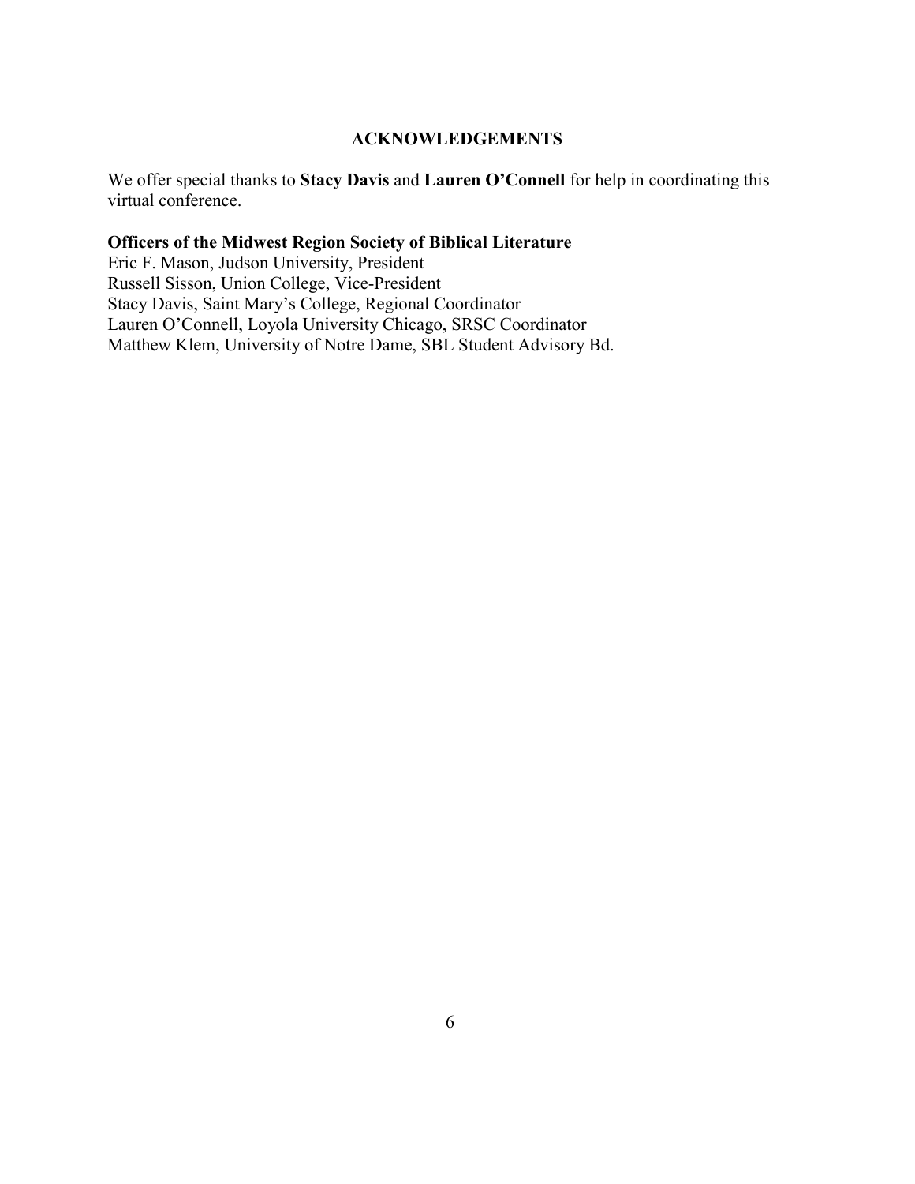## ACKNOWLEDGEMENTS

We offer special thanks to **Stacy Davis** and **Lauren O'Connell** for help in coordinating this virtual conference.

**Officers of the Midwest Region Society of Biblical Literature**
Eric F. Mason, Judson University, President
Russell Sisson, Union College, Vice-President
Stacy Davis, Saint Mary's College, Regional Coordinator
Lauren O'Connell, Loyola University Chicago, SRSC Coordinator
Matthew Klem, University of Notre Dame, SBL Student Advisory Bd.